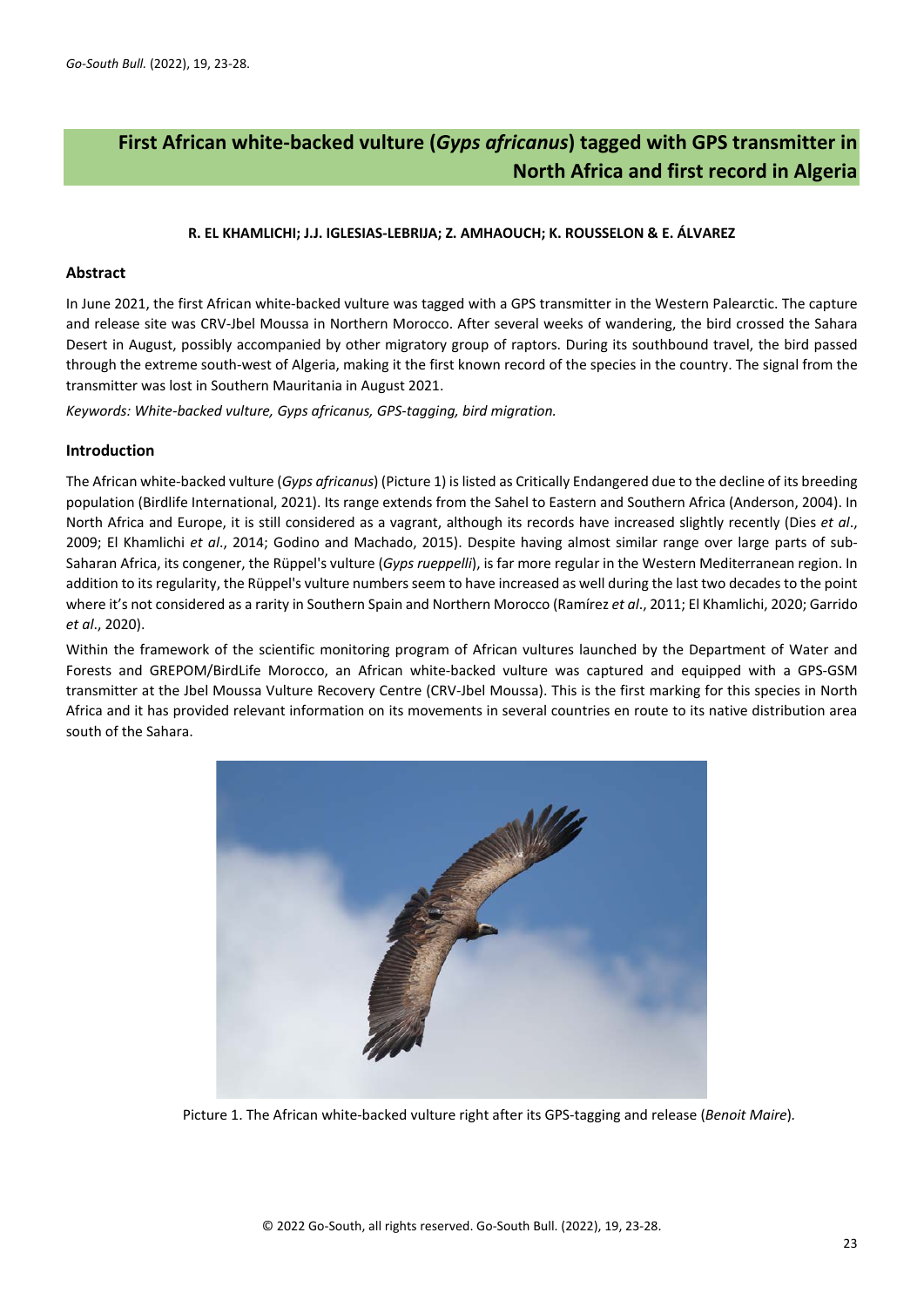# First African white-backed vulture (*Gyps africanus*) tagged with GPS transmitter in North Africa and first record in Algeria

**R. EL KHAMLICHI; J.J. IGLESIAS-LEBRIJA; Z. AMHAOUCH; K. ROUSSELON & E. ÁLVAREZ**

## Abstract

In June 2021, the first African white-backed vulture was tagged with a GPS transmitter in the Western Palearctic. The capture and release site was CRV-Jbel Moussa in Northern Morocco. After several weeks of wandering, the bird crossed the Sahara Desert in August, possibly accompanied by other migratory group of raptors. During its southbound travel, the bird passed through the extreme south-west of Algeria, making it the first known record of the species in the country. The signal from the transmitter was lost in Southern Mauritania in August 2021.

*Keywords: White-backed vulture, Gyps africanus, GPS-tagging, bird migration.*

## Introduction

The African white-backed vulture (*Gyps africanus*) (Picture 1) is listed as Critically Endangered due to the decline of its breeding population (Birdlife International, 2021). Its range extends from the Sahel to Eastern and Southern Africa (Anderson, 2004). In North Africa and Europe, it is still considered as a vagrant, although its records have increased slightly recently (Dies *et al*., 2009; El Khamlichi *et al*., 2014; Godino and Machado, 2015). Despite having almost similar range over large parts of sub-Saharan Africa, its congener, the Rüppel's vulture (*Gyps rueppelli*), is far more regular in the Western Mediterranean region. In addition to its regularity, the Rüppel's vulture numbers seem to have increased as well during the last two decades to the point where it's not considered as a rarity in Southern Spain and Northern Morocco (Ramírez *et al*., 2011; El Khamlichi, 2020; Garrido *et al*., 2020).

Within the framework of the scientific monitoring program of African vultures launched by the Department of Water and Forests and GREPOM/BirdLife Morocco, an African white-backed vulture was captured and equipped with a GPS-GSM transmitter at the Jbel Moussa Vulture Recovery Centre (CRV-Jbel Moussa). This is the first marking for this species in North Africa and it has provided relevant information on its movements in several countries en route to its native distribution area south of the Sahara.

Picture 1. The African white-backed vulture right after its GPS-tagging and release (*Benoit Maire*).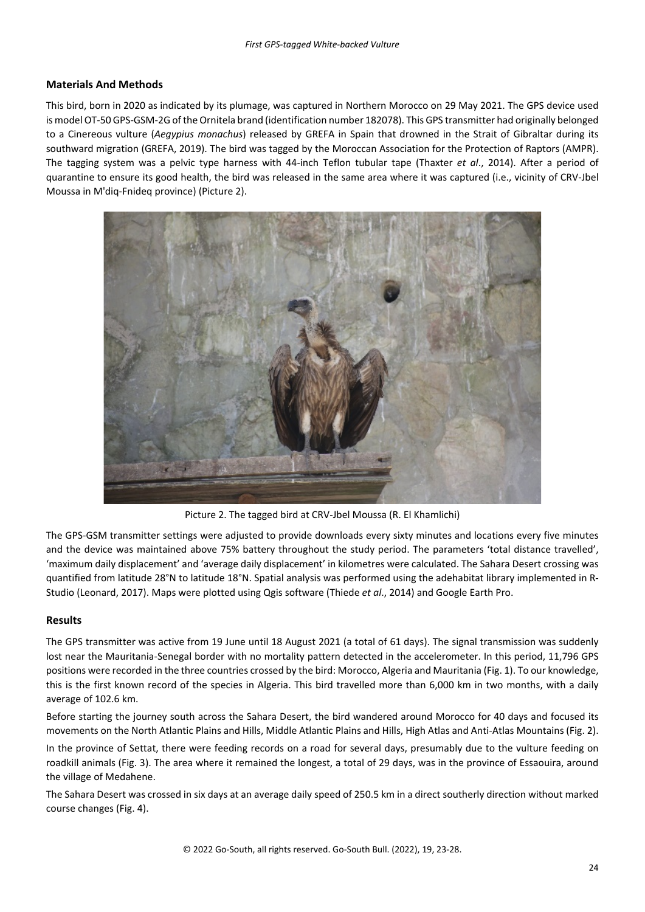## Materials And Methods

This bird, born in 2020 as indicated by its plumage, was captured in Northern Morocco on 29 May 2021. The GPS device used is model OT-50 GPS-GSM-2G of the Ornitela brand (identification number 182078). This GPS transmitter had originally belonged to a Cinereous vulture (*Aegypius monachus*) released by GREFA in Spain that drowned in the Strait of Gibraltar during its southward migration (GREFA, 2019). The bird was tagged by the Moroccan Association for the Protection of Raptors (AMPR). The tagging system was a pelvic type harness with 44-inch Teflon tubular tape (Thaxter *et al*., 2014). After a period of quarantine to ensure its good health, the bird was released in the same area where it was captured (i.e., vicinity of CRV-Jbel Moussa in M'diq-Fnideq province) (Picture 2).

Picture 2. The tagged bird at CRV-Jbel Moussa (R. El Khamlichi)

The GPS-GSM transmitter settings were adjusted to provide downloads every sixty minutes and locations every five minutes and the device was maintained above 75% battery throughout the study period. The parameters 'total distance travelled', 'maximum daily displacement' and 'average daily displacement' in kilometres were calculated. The Sahara Desert crossing was quantified from latitude 28°N to latitude 18°N. Spatial analysis was performed using the adehabitat library implemented in R-Studio (Leonard, 2017). Maps were plotted using Qgis software (Thiede *et al*., 2014) and Google Earth Pro.

## Results

The GPS transmitter was active from 19 June until 18 August 2021 (a total of 61 days). The signal transmission was suddenly lost near the Mauritania-Senegal border with no mortality pattern detected in the accelerometer. In this period, 11,796 GPS positions were recorded in the three countries crossed by the bird: Morocco, Algeria and Mauritania (Fig. 1). To our knowledge, this is the first known record of the species in Algeria. This bird travelled more than 6,000 km in two months, with a daily average of 102.6 km.

Before starting the journey south across the Sahara Desert, the bird wandered around Morocco for 40 days and focused its movements on the North Atlantic Plains and Hills, Middle Atlantic Plains and Hills, High Atlas and Anti-Atlas Mountains (Fig. 2).

In the province of Settat, there were feeding records on a road for several days, presumably due to the vulture feeding on roadkill animals (Fig. 3). The area where it remained the longest, a total of 29 days, was in the province of Essaouira, around the village of Medahene.

The Sahara Desert was crossed in six days at an average daily speed of 250.5 km in a direct southerly direction without marked course changes (Fig. 4).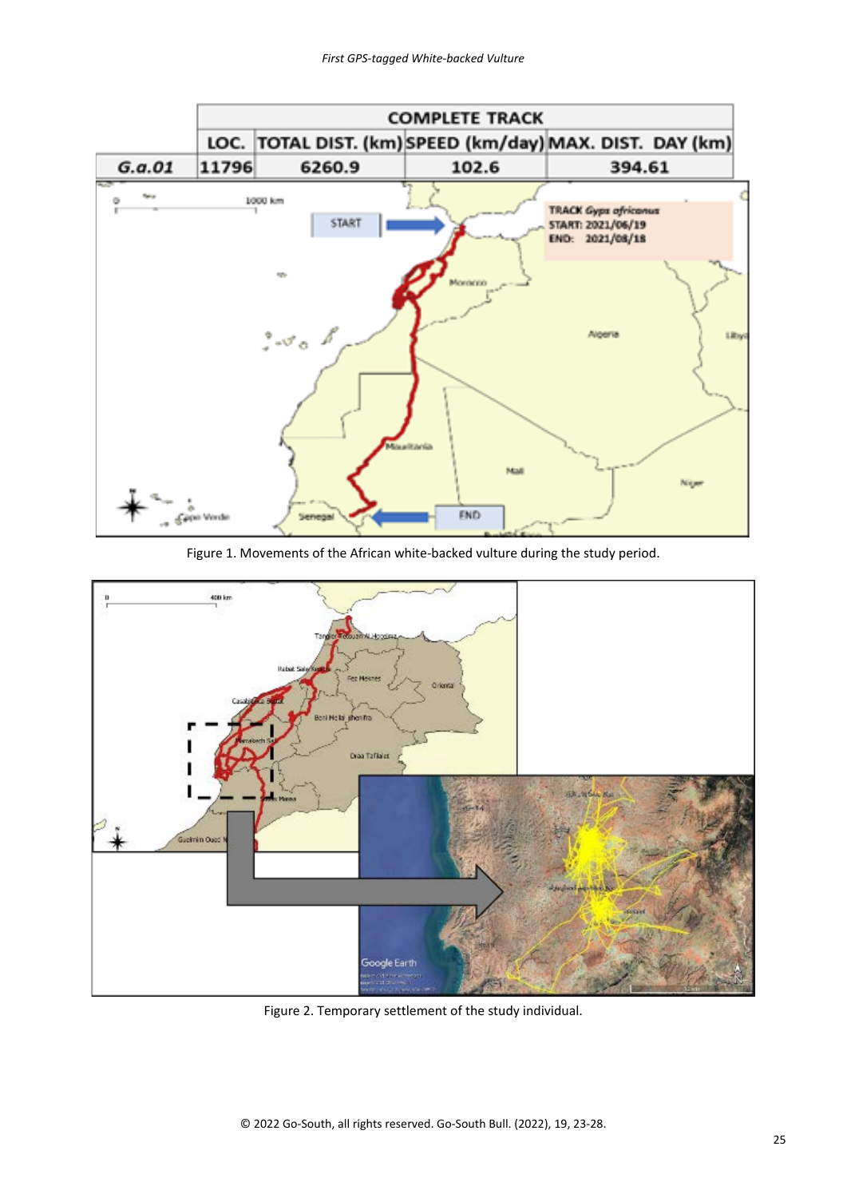| | COMPLETE TRACK | | | |
|---|---|---|---|---|
| | LOC. | TOTAL DIST. (km) | SPEED (km/day) | MAX. DIST. DAY (km) |
| *G.a.01* | 11796 | 6260.9 | 102.6 | 394.61 |

Figure 1. Movements of the African white-backed vulture during the study period.

Figure 2. Temporary settlement of the study individual.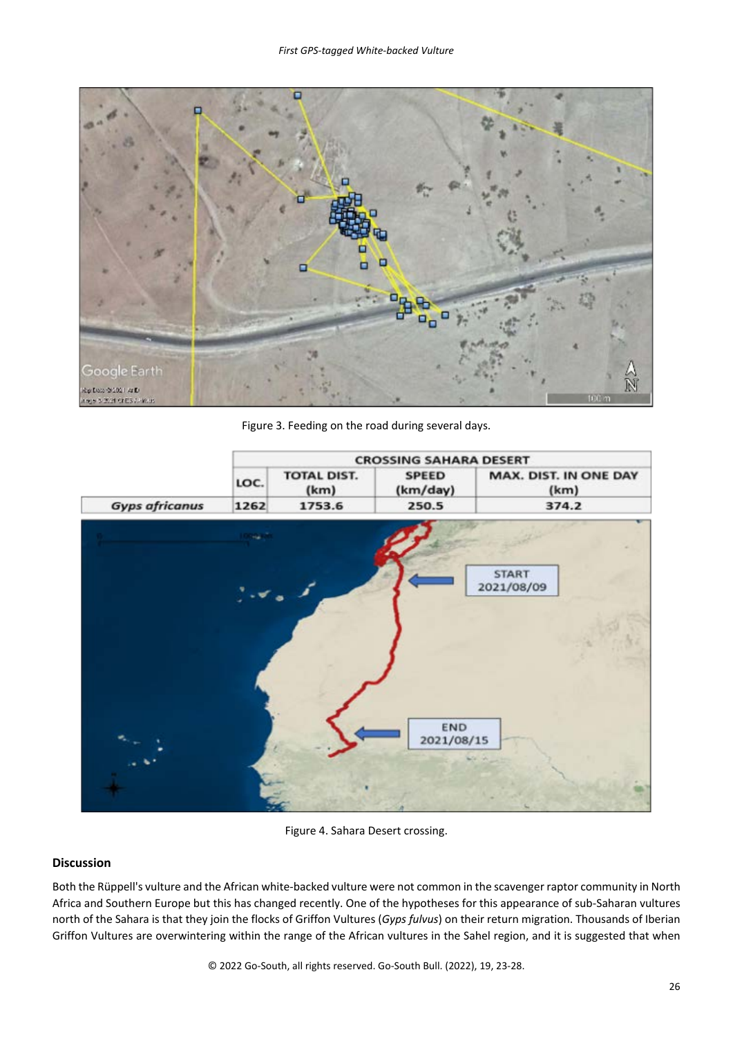Figure 3. Feeding on the road during several days.

| | CROSSING SAHARA DESERT | | | |
|---|---|---|---|---|
| | LOC. | TOTAL DIST. (km) | SPEED (km/day) | MAX. DIST. IN ONE DAY (km) |
| *Gyps africanus* | 1262 | 1753.6 | 250.5 | 374.2 |

Figure 4. Sahara Desert crossing.

## Discussion

Both the Rüppell's vulture and the African white-backed vulture were not common in the scavenger raptor community in North Africa and Southern Europe but this has changed recently. One of the hypotheses for this appearance of sub-Saharan vultures north of the Sahara is that they join the flocks of Griffon Vultures (*Gyps fulvus*) on their return migration. Thousands of Iberian Griffon Vultures are overwintering within the range of the African vultures in the Sahel region, and it is suggested that when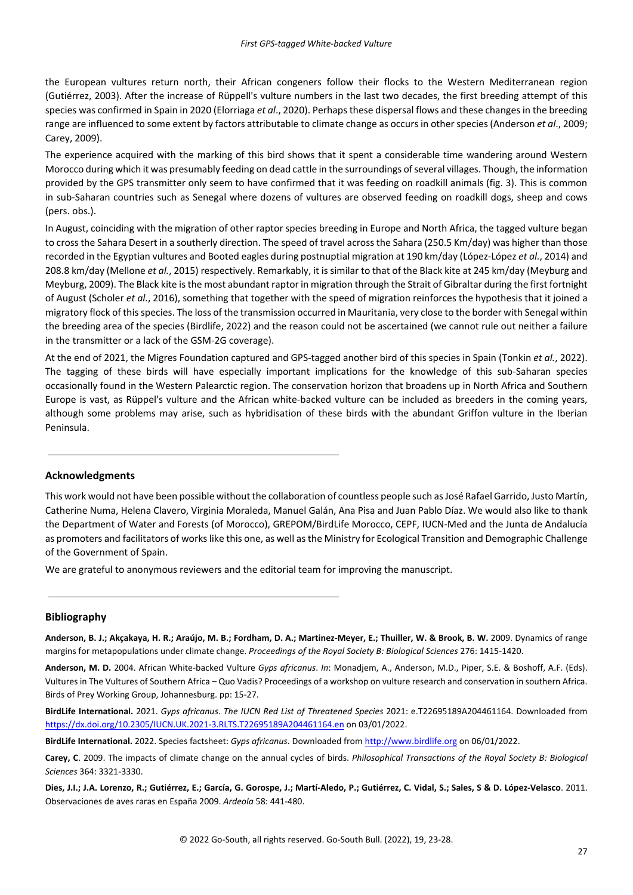the European vultures return north, their African congeners follow their flocks to the Western Mediterranean region (Gutiérrez, 2003). After the increase of Rüppell's vulture numbers in the last two decades, the first breeding attempt of this species was confirmed in Spain in 2020 (Elorriaga *et al*., 2020). Perhaps these dispersal flows and these changes in the breeding range are influenced to some extent by factors attributable to climate change as occurs in other species (Anderson *et al*., 2009; Carey, 2009).

The experience acquired with the marking of this bird shows that it spent a considerable time wandering around Western Morocco during which it was presumably feeding on dead cattle in the surroundings of several villages. Though, the information provided by the GPS transmitter only seem to have confirmed that it was feeding on roadkill animals (fig. 3). This is common in sub-Saharan countries such as Senegal where dozens of vultures are observed feeding on roadkill dogs, sheep and cows (pers. obs.).

In August, coinciding with the migration of other raptor species breeding in Europe and North Africa, the tagged vulture began to cross the Sahara Desert in a southerly direction. The speed of travel across the Sahara (250.5 Km/day) was higher than those recorded in the Egyptian vultures and Booted eagles during postnuptial migration at 190 km/day (López-López *et al*., 2014) and 208.8 km/day (Mellone *et al.*, 2015) respectively. Remarkably, it is similar to that of the Black kite at 245 km/day (Meyburg and Meyburg, 2009). The Black kite is the most abundant raptor in migration through the Strait of Gibraltar during the first fortnight of August (Scholer *et al.*, 2016), something that together with the speed of migration reinforces the hypothesis that it joined a migratory flock of this species. The loss of the transmission occurred in Mauritania, very close to the border with Senegal within the breeding area of the species (Birdlife, 2022) and the reason could not be ascertained (we cannot rule out neither a failure in the transmitter or a lack of the GSM-2G coverage).

At the end of 2021, the Migres Foundation captured and GPS-tagged another bird of this species in Spain (Tonkin *et al.*, 2022). The tagging of these birds will have especially important implications for the knowledge of this sub-Saharan species occasionally found in the Western Palearctic region. The conservation horizon that broadens up in North Africa and Southern Europe is vast, as Rüppel's vulture and the African white-backed vulture can be included as breeders in the coming years, although some problems may arise, such as hybridisation of these birds with the abundant Griffon vulture in the Iberian Peninsula.

---

## Acknowledgments

This work would not have been possible without the collaboration of countless people such as José Rafael Garrido, Justo Martín, Catherine Numa, Helena Clavero, Virginia Moraleda, Manuel Galán, Ana Pisa and Juan Pablo Díaz. We would also like to thank the Department of Water and Forests (of Morocco), GREPOM/BirdLife Morocco, CEPF, IUCN-Med and the Junta de Andalucía as promoters and facilitators of works like this one, as well as the Ministry for Ecological Transition and Demographic Challenge of the Government of Spain.

We are grateful to anonymous reviewers and the editorial team for improving the manuscript.

---

## Bibliography

**Anderson, B. J.; Akçakaya, H. R.; Araújo, M. B.; Fordham, D. A.; Martinez-Meyer, E.; Thuiller, W. & Brook, B. W.** 2009. Dynamics of range margins for metapopulations under climate change. *Proceedings of the Royal Society B: Biological Sciences* 276: 1415-1420.

**Anderson, M. D.** 2004. African White-backed Vulture *Gyps africanus*. *In*: Monadjem, A., Anderson, M.D., Piper, S.E. & Boshoff, A.F. (Eds). Vultures in The Vultures of Southern Africa – Quo Vadis? Proceedings of a workshop on vulture research and conservation in southern Africa. Birds of Prey Working Group, Johannesburg. pp: 15-27.

**BirdLife International.** 2021. *Gyps africanus*. *The IUCN Red List of Threatened Species* 2021: e.T22695189A204461164. Downloaded from https://dx.doi.org/10.2305/IUCN.UK.2021-3.RLTS.T22695189A204461164.en on 03/01/2022.

**BirdLife International.** 2022. Species factsheet: *Gyps africanus*. Downloaded from http://www.birdlife.org on 06/01/2022.

**Carey, C**. 2009. The impacts of climate change on the annual cycles of birds. *Philosophical Transactions of the Royal Society B: Biological Sciences* 364: 3321-3330.

**Dies, J.I.; J.A. Lorenzo, R.; Gutiérrez, E.; García, G. Gorospe, J.; Martí-Aledo, P.; Gutiérrez, C. Vidal, S.; Sales, S & D. López-Velasco**. 2011. Observaciones de aves raras en España 2009. *Ardeola* 58: 441-480.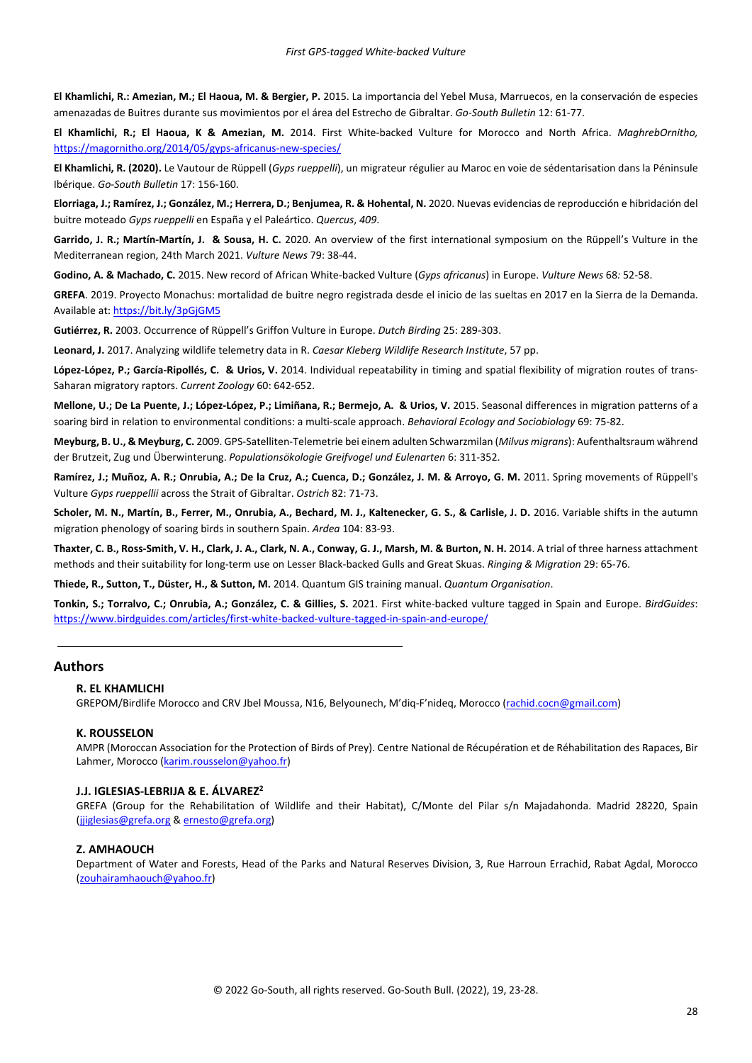**El Khamlichi, R.: Amezian, M.; El Haoua, M. & Bergier, P.** 2015. La importancia del Yebel Musa, Marruecos, en la conservación de especies amenazadas de Buitres durante sus movimientos por el área del Estrecho de Gibraltar. *Go-South Bulletin* 12: 61-77.

**El Khamlichi, R.; El Haoua, K & Amezian, M.** 2014. First White-backed Vulture for Morocco and North Africa. *MaghrebOrnitho,* https://magornitho.org/2014/05/gyps-africanus-new-species/

**El Khamlichi, R. (2020).** Le Vautour de Rüppell (*Gyps rueppelli*), un migrateur régulier au Maroc en voie de sédentarisation dans la Péninsule Ibérique. *Go-South Bulletin* 17: 156-160.

**Elorriaga, J.; Ramírez, J.; González, M.; Herrera, D.; Benjumea, R. & Hohental, N.** 2020. Nuevas evidencias de reproducción e hibridación del buitre moteado *Gyps rueppelli* en España y el Paleártico. *Quercus*, *409*.

**Garrido, J. R.; Martín-Martín, J. & Sousa, H. C.** 2020. An overview of the first international symposium on the Rüppell's Vulture in the Mediterranean region, 24th March 2021. *Vulture News* 79: 38-44.

**Godino, A. & Machado, C.** 2015. New record of African White-backed Vulture (*Gyps africanus*) in Europe. *Vulture News* 68*:* 52-58.

**GREFA**. 2019. Proyecto Monachus: mortalidad de buitre negro registrada desde el inicio de las sueltas en 2017 en la Sierra de la Demanda. Available at: https://bit.ly/3pGjGM5

**Gutiérrez, R.** 2003. Occurrence of Rüppell's Griffon Vulture in Europe. *Dutch Birding* 25: 289-303.

**Leonard, J.** 2017. Analyzing wildlife telemetry data in R. *Caesar Kleberg Wildlife Research Institute*, 57 pp.

**López-López, P.; García-Ripollés, C. & Urios, V.** 2014. Individual repeatability in timing and spatial flexibility of migration routes of trans-Saharan migratory raptors. *Current Zoology* 60: 642-652.

**Mellone, U.; De La Puente, J.; López-López, P.; Limiñana, R.; Bermejo, A. & Urios, V.** 2015. Seasonal differences in migration patterns of a soaring bird in relation to environmental conditions: a multi-scale approach. *Behavioral Ecology and Sociobiology* 69: 75-82.

**Meyburg, B. U., & Meyburg, C.** 2009. GPS-Satelliten-Telemetrie bei einem adulten Schwarzmilan (*Milvus migrans*): Aufenthaltsraum während der Brutzeit, Zug und Überwinterung. *Populationsökologie Greifvogel und Eulenarten* 6: 311-352.

**Ramírez, J.; Muñoz, A. R.; Onrubia, A.; De la Cruz, A.; Cuenca, D.; González, J. M. & Arroyo, G. M.** 2011. Spring movements of Rüppell's Vulture *Gyps rueppellii* across the Strait of Gibraltar. *Ostrich* 82: 71-73.

**Scholer, M. N., Martín, B., Ferrer, M., Onrubia, A., Bechard, M. J., Kaltenecker, G. S., & Carlisle, J. D.** 2016. Variable shifts in the autumn migration phenology of soaring birds in southern Spain. *Ardea* 104: 83-93.

**Thaxter, C. B., Ross-Smith, V. H., Clark, J. A., Clark, N. A., Conway, G. J., Marsh, M. & Burton, N. H.** 2014. A trial of three harness attachment methods and their suitability for long-term use on Lesser Black-backed Gulls and Great Skuas. *Ringing & Migration* 29: 65-76.

**Thiede, R., Sutton, T., Düster, H., & Sutton, M.** 2014. Quantum GIS training manual. *Quantum Organisation*.

**Tonkin, S.; Torralvo, C.; Onrubia, A.; González, C. & Gillies, S.** 2021. First white-backed vulture tagged in Spain and Europe. *BirdGuides*: https://www.birdguides.com/articles/first-white-backed-vulture-tagged-in-spain-and-europe/

## Authors

**R. EL KHAMLICHI**
GREPOM/Birdlife Morocco and CRV Jbel Moussa, N16, Belyounech, M'diq-F'nideq, Morocco (rachid.cocn@gmail.com)

**K. ROUSSELON**
AMPR (Moroccan Association for the Protection of Birds of Prey). Centre National de Récupération et de Réhabilitation des Rapaces, Bir Lahmer, Morocco (karim.rousselon@yahoo.fr)

**J.J. IGLESIAS-LEBRIJA & E. ÁLVAREZ[2]**
GREFA (Group for the Rehabilitation of Wildlife and their Habitat), C/Monte del Pilar s/n Majadahonda. Madrid 28220, Spain (jjiglesias@grefa.org & ernesto@grefa.org)

**Z. AMHAOUCH**
Department of Water and Forests, Head of the Parks and Natural Reserves Division, 3, Rue Harroun Errachid, Rabat Agdal, Morocco (zouhairamhaouch@yahoo.fr)

© 2022 Go-South, all rights reserved. Go-South Bull. (2022), 19, 23-28.